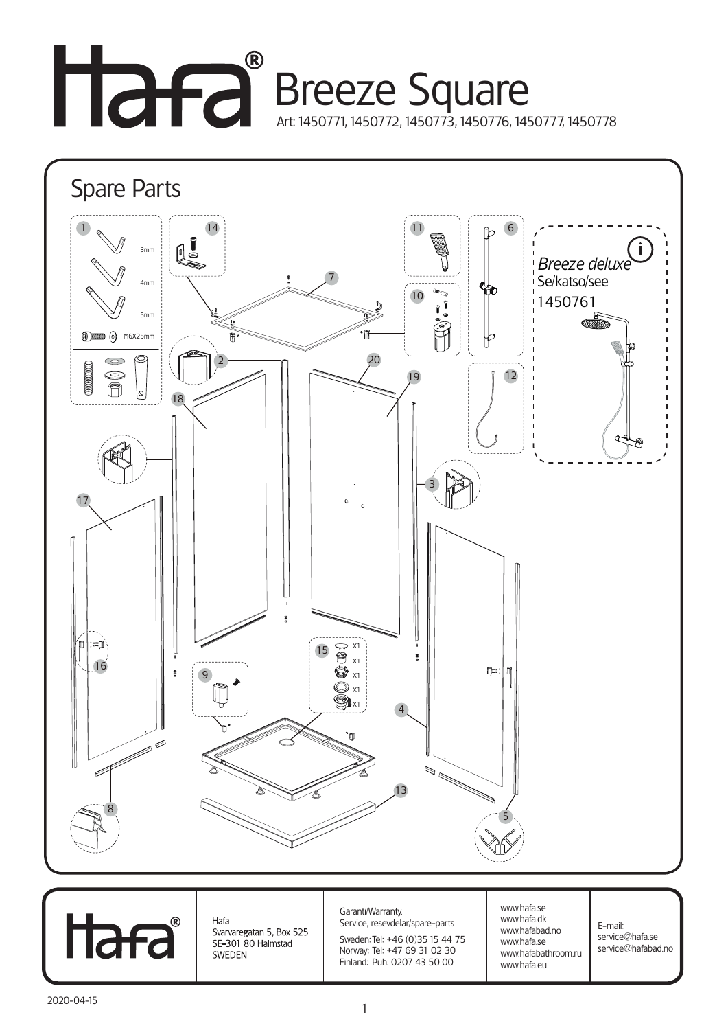# Hafa® Breeze Square

Art: 1450771, 1450772, 1450773, 1450776, 1450777, 1450778

## Spare Parts

1: 3mm, 4mm, 5mm, M6X25mm

15: X1, X1, X1, X1, X1

*Breeze deluxe*
Se/katso/see
1450761

| Hafa® | Hafa<br>Svarvaregatan 5, Box 525<br>SE-301 80 Halmstad<br>SWEDEN | Garanti/Warranty.<br>Service, resevdelar/spare-parts<br>Sweden: Tel: +46 (0)35 15 44 75<br>Norway: Tel: +47 69 31 02 30<br>Finland: Puh: 0207 43 50 00 | www.hafa.se<br>www.hafa.dk<br>www.hafabad.no<br>www.hafa.se<br>www.hafabathroom.ru<br>www.hafa.eu | E-mail:<br>service@hafa.se<br>service@hafabad.no |
|---|---|---|---|---|

2020-04-15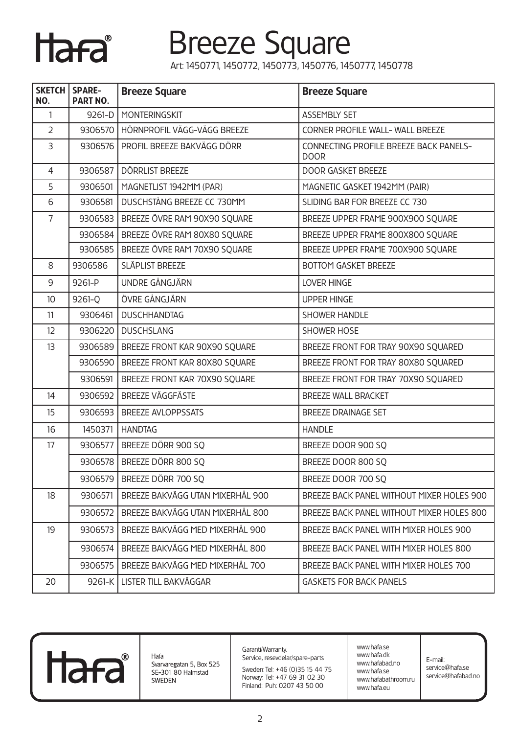# Hafa®

# Breeze Square

Art: 1450771, 1450772, 1450773, 1450776, 1450777, 1450778

| SKETCH NO. | SPARE-PART NO. | Breeze Square | Breeze Square |
|---|---|---|---|
| 1 | 9261-D | MONTERINGSKIT | ASSEMBLY SET |
| 2 | 9306570 | HÖRNPROFIL VÄGG-VÄGG BREEZE | CORNER PROFILE WALL- WALL BREEZE |
| 3 | 9306576 | PROFIL BREEZE BAKVÄGG DÖRR | CONNECTING PROFILE BREEZE BACK PANELS-DOOR |
| 4 | 9306587 | DÖRRLIST BREEZE | DOOR GASKET BREEZE |
| 5 | 9306501 | MAGNETLIST 1942MM (PAR) | MAGNETIC GASKET 1942MM (PAIR) |
| 6 | 9306581 | DUSCHSTÅNG BREEZE CC 730MM | SLIDING BAR FOR BREEZE CC 730 |
| 7 | 9306583 | BREEZE ÖVRE RAM 90X90 SQUARE | BREEZE UPPER FRAME 900X900 SQUARE |
| | 9306584 | BREEZE ÖVRE RAM 80X80 SQUARE | BREEZE UPPER FRAME 800X800 SQUARE |
| | 9306585 | BREEZE ÖVRE RAM 70X90 SQUARE | BREEZE UPPER FRAME 700X900 SQUARE |
| 8 | 9306586 | SLÄPLIST BREEZE | BOTTOM GASKET BREEZE |
| 9 | 9261-P | UNDRE GÅNGJÄRN | LOVER HINGE |
| 10 | 9261-Q | ÖVRE GÅNGJÄRN | UPPER HINGE |
| 11 | 9306461 | DUSCHHANDTAG | SHOWER HANDLE |
| 12 | 9306220 | DUSCHSLANG | SHOWER HOSE |
| 13 | 9306589 | BREEZE FRONT KAR 90X90 SQUARE | BREEZE FRONT FOR TRAY 90X90 SQUARED |
| | 9306590 | BREEZE FRONT KAR 80X80 SQUARE | BREEZE FRONT FOR TRAY 80X80 SQUARED |
| | 9306591 | BREEZE FRONT KAR 70X90 SQUARE | BREEZE FRONT FOR TRAY 70X90 SQUARED |
| 14 | 9306592 | BREEZE VÄGGFÄSTE | BREEZE WALL BRACKET |
| 15 | 9306593 | BREEZE AVLOPPSSATS | BREEZE DRAINAGE SET |
| 16 | 1450371 | HANDTAG | HANDLE |
| 17 | 9306577 | BREEZE DÖRR 900 SQ | BREEZE DOOR 900 SQ |
| | 9306578 | BREEZE DÖRR 800 SQ | BREEZE DOOR 800 SQ |
| | 9306579 | BREEZE DÖRR 700 SQ | BREEZE DOOR 700 SQ |
| 18 | 9306571 | BREEZE BAKVÄGG UTAN MIXERHÅL 900 | BREEZE BACK PANEL WITHOUT MIXER HOLES 900 |
| | 9306572 | BREEZE BAKVÄGG UTAN MIXERHÅL 800 | BREEZE BACK PANEL WITHOUT MIXER HOLES 800 |
| 19 | 9306573 | BREEZE BAKVÄGG MED MIXERHÅL 900 | BREEZE BACK PANEL WITH MIXER HOLES 900 |
| | 9306574 | BREEZE BAKVÄGG MED MIXERHÅL 800 | BREEZE BACK PANEL WITH MIXER HOLES 800 |
| | 9306575 | BREEZE BAKVÄGG MED MIXERHÅL 700 | BREEZE BACK PANEL WITH MIXER HOLES 700 |
| 20 | 9261-K | LISTER TILL BAKVÄGGAR | GASKETS FOR BACK PANELS |

Hafa®

Hafa
Svarvaregatan 5, Box 525
SE-301 80 Halmstad
SWEDEN

Garanti/Warranty.
Service, resevdelar/spare-parts

Sweden: Tel: +46 (0)35 15 44 75
Norway: Tel: +47 69 31 02 30
Finland: Puh: 0207 43 50 00

www.hafa.se
www.hafa.dk
www.hafabad.no
www.hafa.se
www.hafabathroom.ru
www.hafa.eu

E-mail:
service@hafa.se
service@hafabad.no